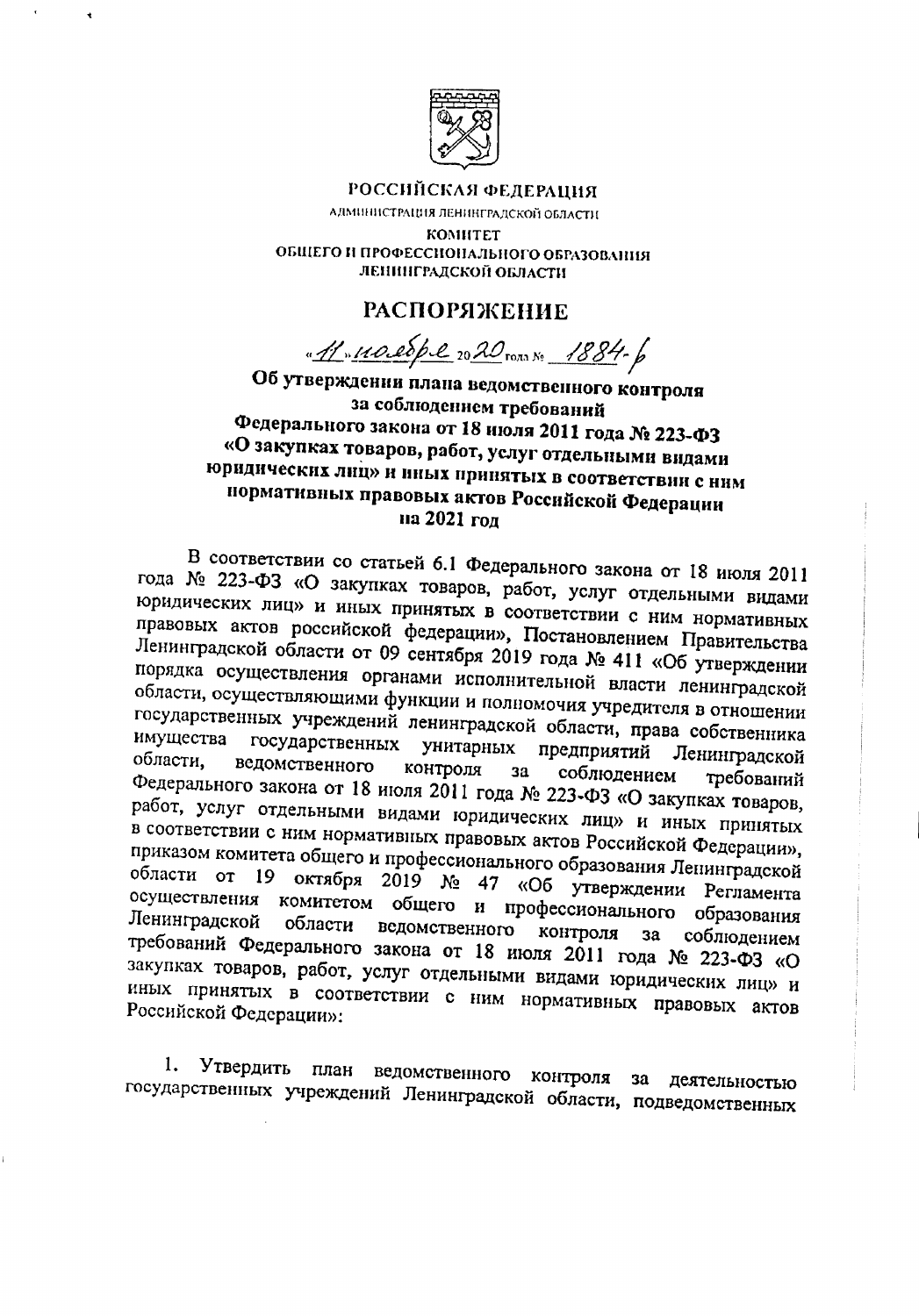РОССИЙСКАЯ ФЕДЕРАЦИЯ

АДМИНИСТРАЦИЯ ЛЕНИНГРАДСКОЙ ОБЛАСТИ

КОМИТЕТ

ОБЩЕГО И ПРОФЕССИОНАЛЬНОГО ОБРАЗОВАНИЯ ЛЕНИНГРАДСКОЙ ОБЛАСТИ

# РАСПОРЯЖЕНИЕ

«11» ноября 2020 года № 1884-р

## Об утверждении плана ведомственного контроля за соблюдением требований Федерального закона от 18 июля 2011 года № 223-ФЗ «О закупках товаров, работ, услуг отдельными видами юридических лиц» и иных принятых в соответствии с ним нормативных правовых актов Российской Федерации на 2021 год

В соответствии со статьей 6.1 Федерального закона от 18 июля 2011 года № 223-ФЗ «О закупках товаров, работ, услуг отдельными видами юридических лиц» и иных принятых в соответствии с ним нормативных правовых актов российской федерации», Постановлением Правительства Ленинградской области от 09 сентября 2019 года № 411 «Об утверждении порядка осуществления органами исполнительной власти ленинградской области, осуществляющими функции и полномочия учредителя в отношении государственных учреждений ленинградской области, права собственника имущества государственных унитарных предприятий Ленинградской области, ведомственного контроля за соблюдением требований Федерального закона от 18 июля 2011 года № 223-ФЗ «О закупках товаров, работ, услуг отдельными видами юридических лиц» и иных принятых в соответствии с ним нормативных правовых актов Российской Федерации», приказом комитета общего и профессионального образования Ленинградской области от 19 октября 2019 № 47 «Об утверждении Регламента осуществления комитетом общего и профессионального образования Ленинградской области ведомственного контроля за соблюдением требований Федерального закона от 18 июля 2011 года № 223-ФЗ «О закупках товаров, работ, услуг отдельными видами юридических лиц» и иных принятых в соответствии с ним нормативных правовых актов Российской Федерации»:

1. Утвердить план ведомственного контроля за деятельностью государственных учреждений Ленинградской области, подведомственных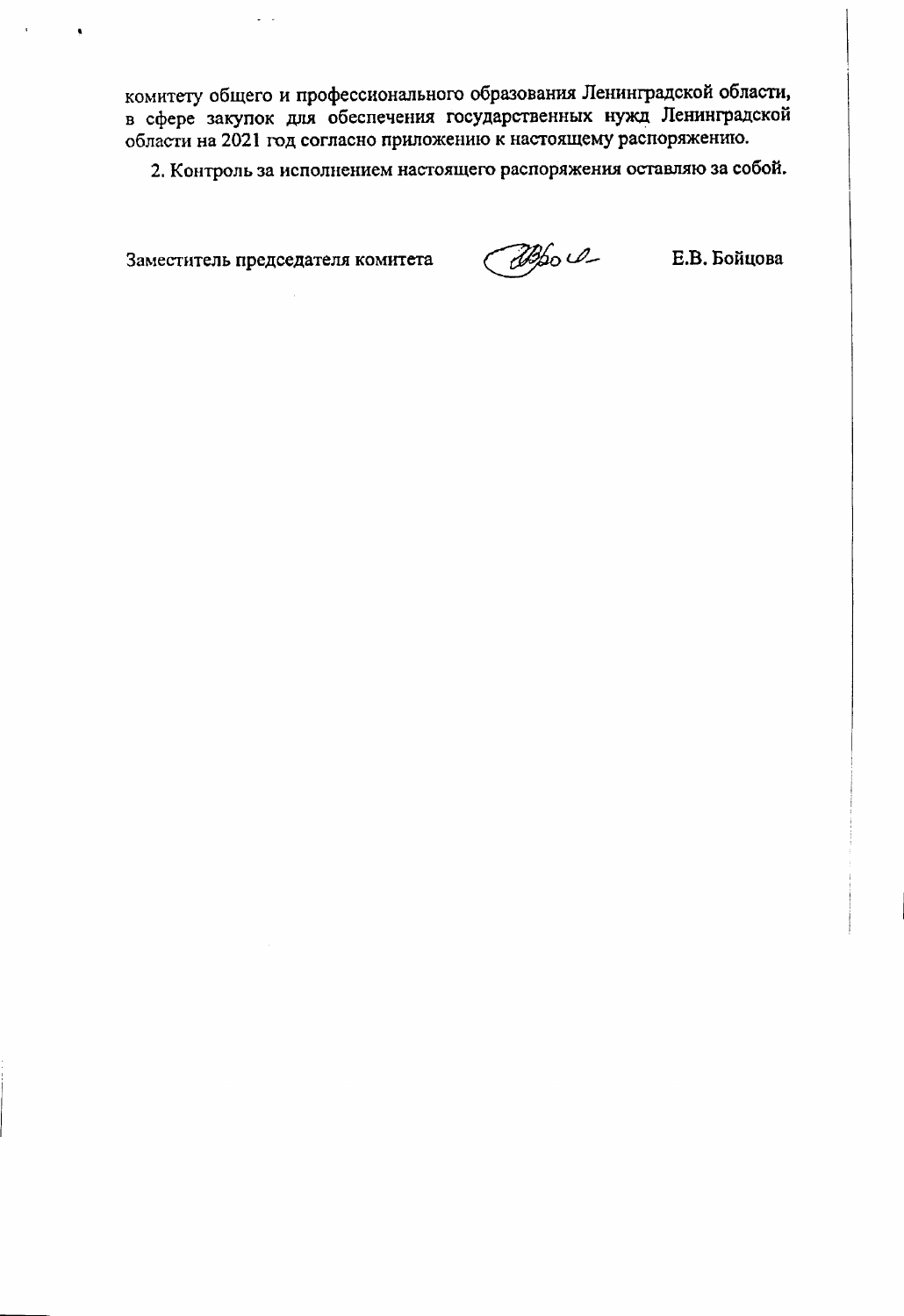комитету общего и профессионального образования Ленинградской области, в сфере закупок для обеспечения государственных нужд Ленинградской области на 2021 год согласно приложению к настоящему распоряжению.

2. Контроль за исполнением настоящего распоряжения оставляю за собой.

Заместитель председателя комитета Е.В. Бойцова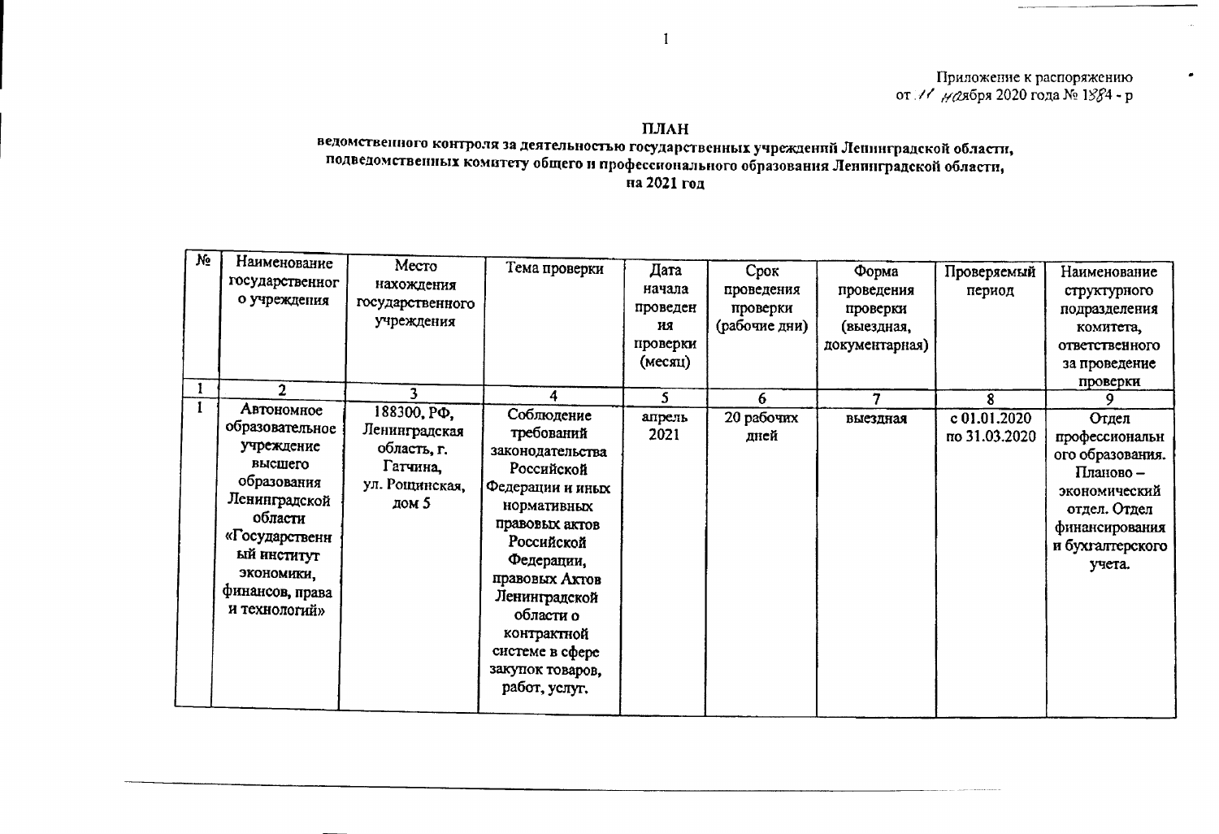Приложение к распоряжению
от 11 ноября 2020 года № 1884 - р

**ПЛАН**
**ведомственного контроля за деятельностью государственных учреждений Ленинградской области, подведомственных комитету общего и профессионального образования Ленинградской области, на 2021 год**

| № | Наименование государственного учреждения | Место нахождения государственного учреждения | Тема проверки | Дата начала проведения проверки (месяц) | Срок проведения проверки (рабочие дни) | Форма проведения проверки (выездная, документарная) | Проверяемый период | Наименование структурного подразделения комитета, ответственного за проведение проверки |
|---|---|---|---|---|---|---|---|---|
| 1 | 2 | 3 | 4 | 5 | 6 | 7 | 8 | 9 |
| 1 | Автономное образовательное учреждение высшего образования Ленинградской области «Государственный институт экономики, финансов, права и технологий» | 188300, РФ, Ленинградская область, г. Гатчина, ул. Рощинская, дом 5 | Соблюдение требований законодательства Российской Федерации и иных нормативных правовых актов Российской Федерации, правовых Актов Ленинградской области о контрактной системе в сфере закупок товаров, работ, услуг. | апрель 2021 | 20 рабочих дней | выездная | с 01.01.2020 по 31.03.2020 | Отдел профессионального образования. Планово – экономический отдел. Отдел финансирования и бухгалтерского учета. |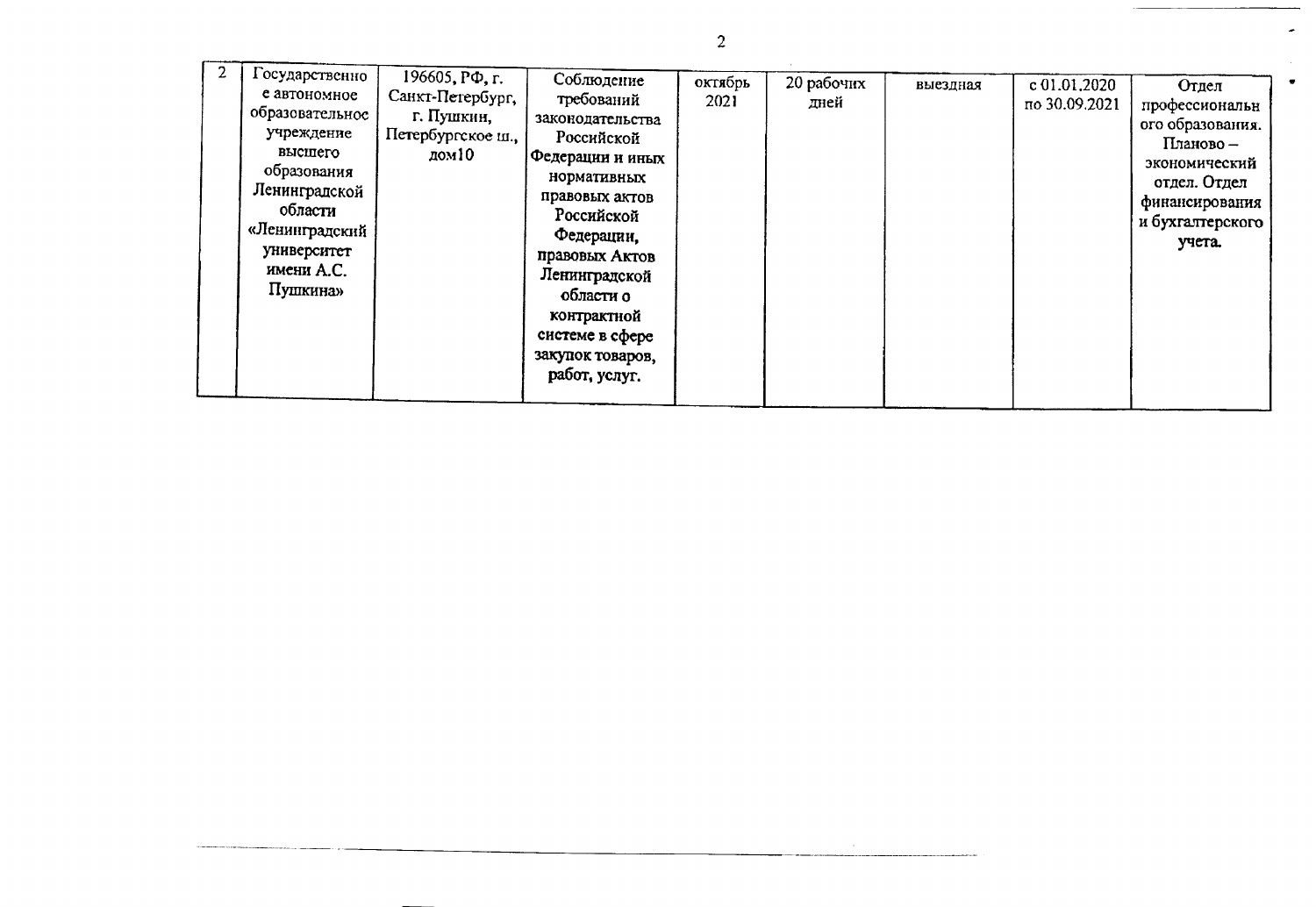| | | | | | | | | |
|---|---|---|---|---|---|---|---|---|
| 2 | Государственное автономное образовательное учреждение высшего образования Ленинградской области «Ленинградский университет имени А.С. Пушкина» | 196605, РФ, г. Санкт-Петербург, г. Пушкин, Петербургское ш., дом10 | Соблюдение требований законодательства Российской Федерации и иных нормативных правовых актов Российской Федерации, правовых Актов Ленинградской области о контрактной системе в сфере закупок товаров, работ, услуг. | октябрь 2021 | 20 рабочих дней | выездная | с 01.01.2020 по 30.09.2021 | Отдел профессионального образования. Планово – экономический отдел. Отдел финансирования и бухгалтерского учета. |